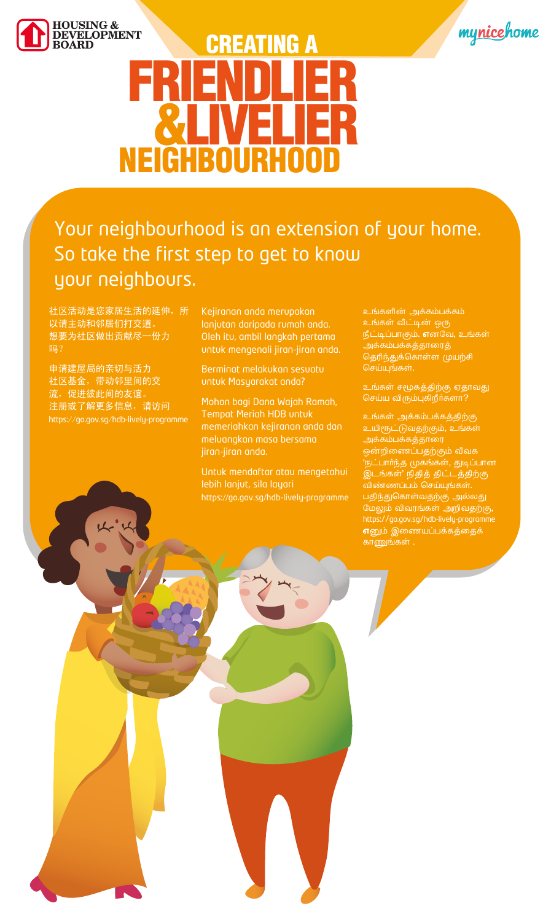HOUSING & DEVELOPMENT BOARD

mynicehome

# CREATING A FRIENDLIER & LIVELIER NEIGHBOURHOOD

Your neighbourhood is an extension of your home. So take the first step to get to know your neighbours.

社区活动是您家居生活的延伸，所以请主动和邻居们打交道。
想要为社区做出贡献尽一份力吗？

申请建屋局的亲切与活力社区基金，带动邻里间的交流，促进彼此间的友谊。
注册或了解更多信息，请访问
https://go.gov.sg/hdb-lively-programme

Kejiranan anda merupakan lanjutan daripada rumah anda. Oleh itu, ambil langkah pertama untuk mengenali jiran-jiran anda.

Berminat melakukan sesuatu untuk Masyarakat anda?

Mohon bagi Dana Wajah Ramah, Tempat Meriah HDB untuk memeriahkan kejiranan anda dan meluangkan masa bersama jiran-jiran anda.

Untuk mendaftar atau mengetahui lebih lanjut, sila layari
https://go.gov.sg/hdb-lively-programme

உங்களின் அக்கம்பக்கம் உங்கள் வீட்டின் ஒரு நீட்டிப்பாகும். எனவே, உங்கள் அக்கம்பக்கத்தாரைத் தெரிந்துக்கொள்ள முயற்சி செய்யுங்கள்.

உங்கள் சமூகத்திற்கு ஏதாவது செய்ய விரும்புகிறீர்களா?

உங்கள் அக்கம்பக்கத்திற்கு உயிரூட்டுவதற்கும், உங்கள் அக்கம்பக்கத்தாரை ஒன்றிணைப்பதற்கும் வீவக 'நட்பார்ந்த முகங்கள், துடிப்பான இடங்கள்' நிதித் திட்டத்திற்கு விண்ணப்பம் செய்யுங்கள்.
பதிந்துகொள்வதற்கு அல்லது மேலும் விவரங்கள் அறிவதற்கு, https://go.gov.sg/hdb-lively-programme எனும் இணையப்பக்கத்தைக் காணுங்கள் .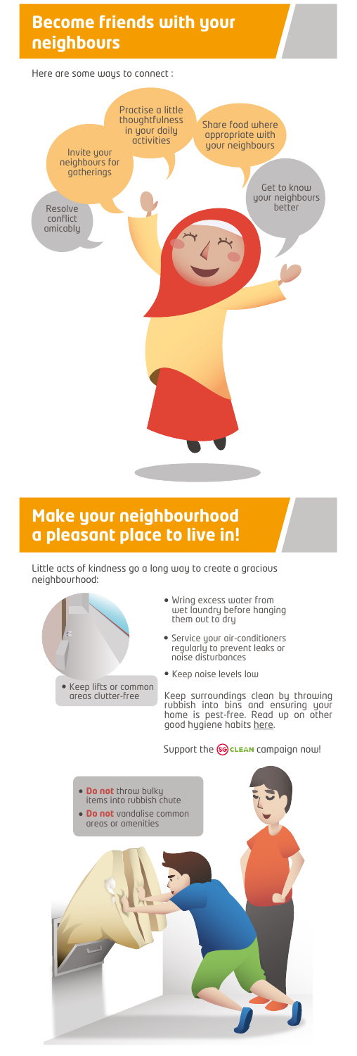## Become friends with your neighbours

Here are some ways to connect :

- Resolve conflict amicably
- Invite your neighbours for gatherings
- Practise a little thoughtfulness in your daily activities
- Share food where appropriate with your neighbours
- Get to know your neighbours better

## Make your neighbourhood a pleasant place to live in!

Little acts of kindness go a long way to create a gracious neighbourhood:

- Keep lifts or common areas clutter-free
- Wring excess water from wet laundry before hanging them out to dry
- Service your air-conditioners regularly to prevent leaks or noise disturbances
- Keep noise levels low

Keep surroundings clean by throwing rubbish into bins and ensuring your home is pest-free. Read up on other good hygiene habits here.

Support the SG CLEAN campaign now!

- **Do not** throw bulky items into rubbish chute
- **Do not** vandalise common areas or amenities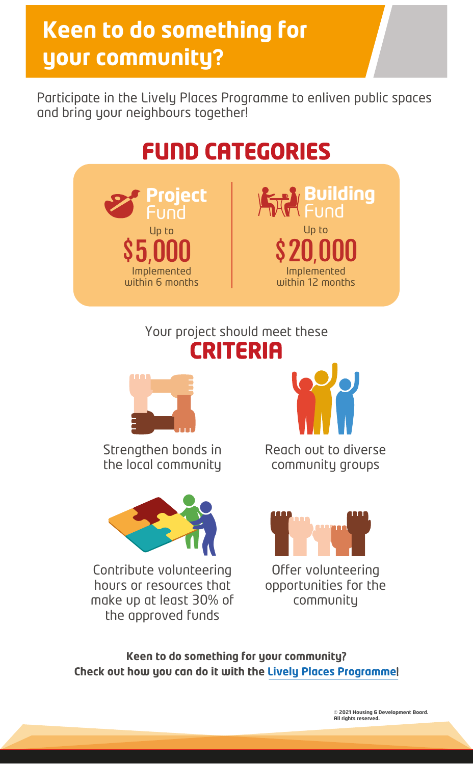# Keen to do something for your community?

Participate in the Lively Places Programme to enliven public spaces and bring your neighbours together!

## FUND CATEGORIES

**Project Fund**

Up to

$5,000

Implemented within 6 months

**Building Fund**

Up to

$20,000

Implemented within 12 months

Your project should meet these

## CRITERIA

- Strengthen bonds in the local community
- Reach out to diverse community groups
- Contribute volunteering hours or resources that make up at least 30% of the approved funds
- Offer volunteering opportunities for the community

**Keen to do something for your community?**
**Check out how you can do it with the Lively Places Programme!**

© 2021 Housing & Development Board. All rights reserved.